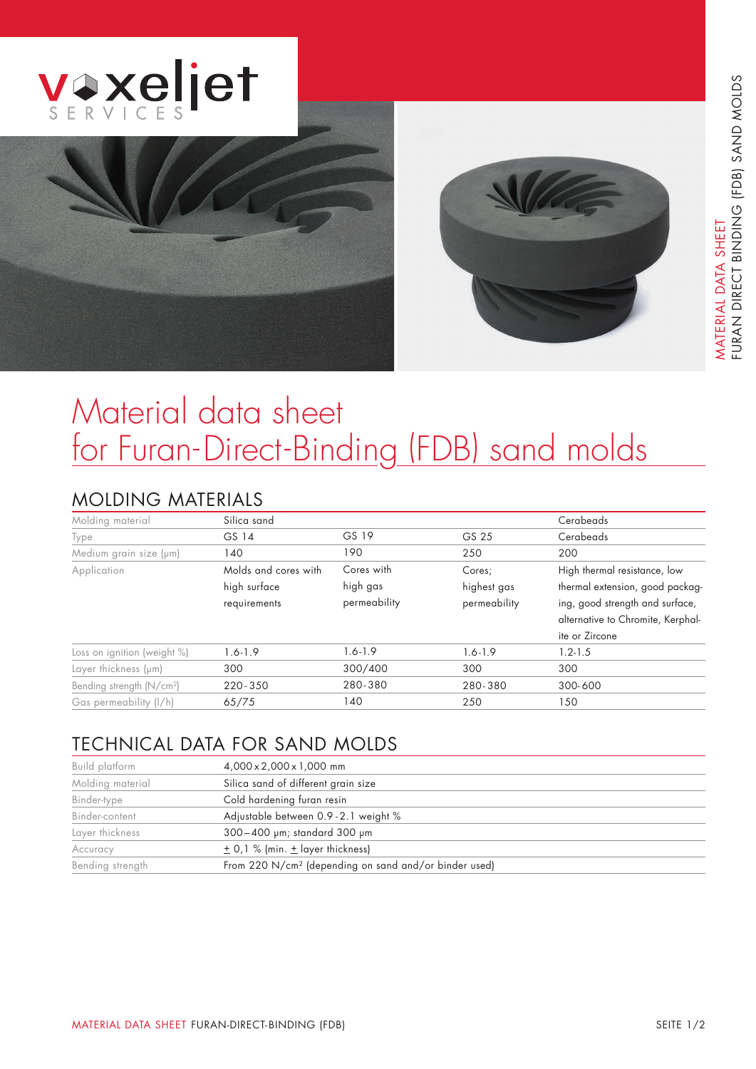# Material data sheet for Furan-Direct-Binding (FDB) sand molds

## MOLDING MATERIALS

| Molding material | Silica sand | | | Cerabeads |
|---|---|---|---|---|
| Type | GS 14 | GS 19 | GS 25 | Cerabeads |
| Medium grain size (µm) | 140 | 190 | 250 | 200 |
| Application | Molds and cores with high surface requirements | Cores with high gas permeability | Cores; highest gas permeability | High thermal resistance, low thermal extension, good packaging, good strength and surface, alternative to Chromite, Kerphalite or Zircone |
| Loss on ignition (weight %) | 1.6-1.9 | 1.6-1.9 | 1.6-1.9 | 1.2-1.5 |
| Layer thickness (µm) | 300 | 300/400 | 300 | 300 |
| Bending strength (N/cm²) | 220-350 | 280-380 | 280-380 | 300-600 |
| Gas permeability (l/h) | 65/75 | 140 | 250 | 150 |

## TECHNICAL DATA FOR SAND MOLDS

| | |
|---|---|
| Build platform | 4,000 x 2,000 x 1,000 mm |
| Molding material | Silica sand of different grain size |
| Binder-type | Cold hardening furan resin |
| Binder-content | Adjustable between 0.9 - 2.1 weight % |
| Layer thickness | 300 – 400 µm; standard 300 µm |
| Accuracy | ± 0,1 % (min. ± layer thickness) |
| Bending strength | From 220 N/cm² (depending on sand and/or binder used) |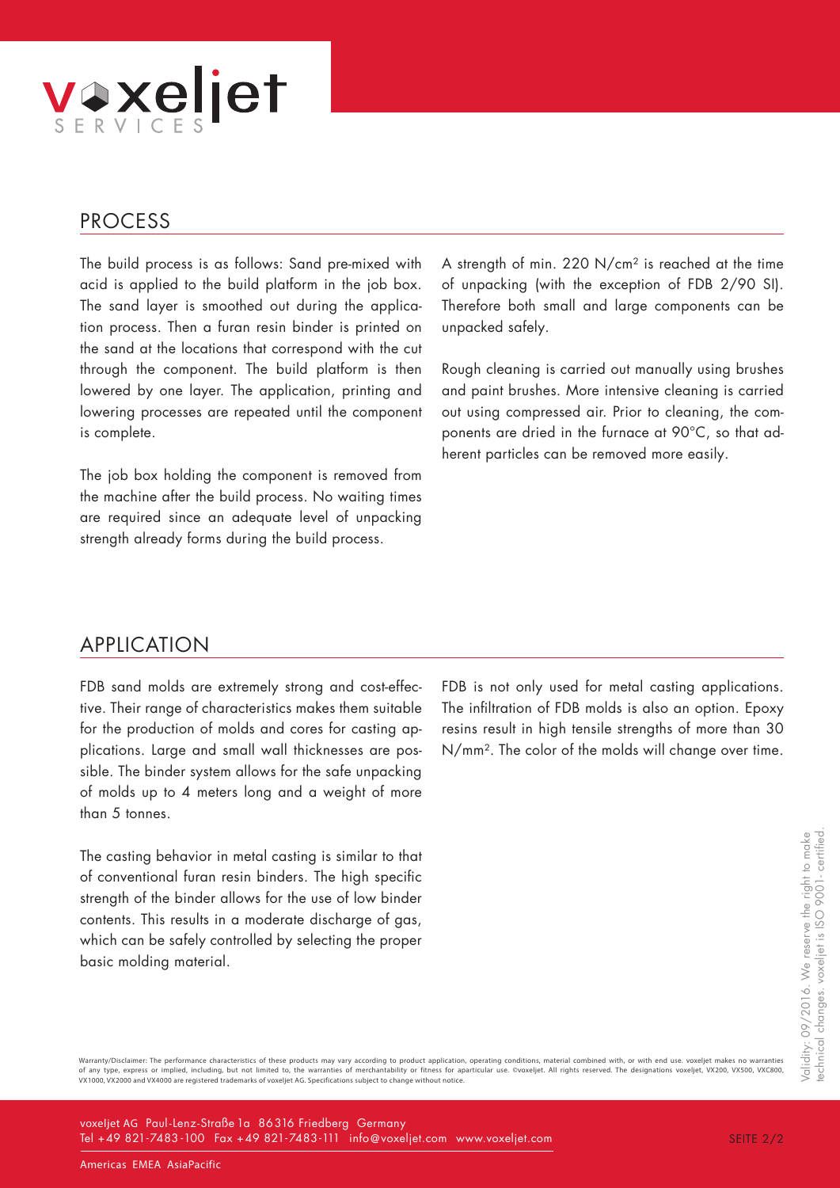## PROCESS

The build process is as follows: Sand pre-mixed with acid is applied to the build platform in the job box. The sand layer is smoothed out during the application process. Then a furan resin binder is printed on the sand at the locations that correspond with the cut through the component. The build platform is then lowered by one layer. The application, printing and lowering processes are repeated until the component is complete.

The job box holding the component is removed from the machine after the build process. No waiting times are required since an adequate level of unpacking strength already forms during the build process.

A strength of min. 220 N/cm$^2$ is reached at the time of unpacking (with the exception of FDB 2/90 SI). Therefore both small and large components can be unpacked safely.

Rough cleaning is carried out manually using brushes and paint brushes. More intensive cleaning is carried out using compressed air. Prior to cleaning, the components are dried in the furnace at 90°C, so that adherent particles can be removed more easily.

## APPLICATION

FDB sand molds are extremely strong and cost-effective. Their range of characteristics makes them suitable for the production of molds and cores for casting applications. Large and small wall thicknesses are possible. The binder system allows for the safe unpacking of molds up to 4 meters long and a weight of more than 5 tonnes.

The casting behavior in metal casting is similar to that of conventional furan resin binders. The high specific strength of the binder allows for the use of low binder contents. This results in a moderate discharge of gas, which can be safely controlled by selecting the proper basic molding material.

FDB is not only used for metal casting applications. The infiltration of FDB molds is also an option. Epoxy resins result in high tensile strengths of more than 30 N/mm$^2$. The color of the molds will change over time.

Validity: 09/2016. We reserve the right to make technical changes. voxeljet is ISO 9001- certified.

Warranty/Disclaimer: The performance characteristics of these products may vary according to product application, operating conditions, material combined with, or with end use. voxeljet makes no warranties of any type, express or implied, including, but not limited to, the warranties of merchantability or fitness for aparticular use. ©voxeljet. All rights reserved. The designations voxeljet, VX200, VX500, VXC800, VX1000, VX2000 and VX4000 are registered trademarks of voxeljet AG. Specifications subject to change without notice.

voxeljet AG Paul-Lenz-Straße 1a 86316 Friedberg Germany
Tel +49 821-7483-100 Fax +49 821-7483-111 info@voxeljet.com www.voxeljet.com

Americas EMEA AsiaPacific